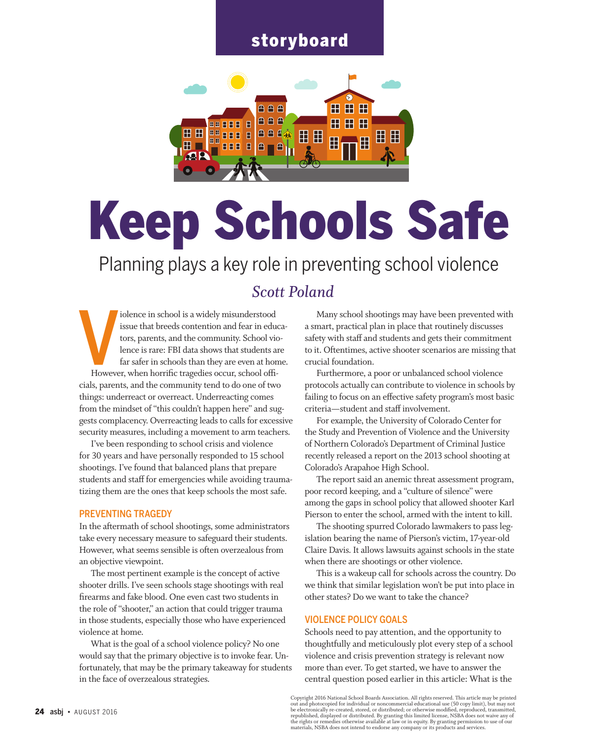storyboard

# Keep Schools Safe

## Planning plays a key role in preventing school violence

*Scott Poland*

Violence in school is a widely misunderstood issue that breeds contention and fear in educators, parents, and the community. School violence is rare: FBI data shows that students are far safer in schools than they are even at home. However, when horrific tragedies occur, school officials, parents, and the community tend to do one of two things: underreact or overreact. Underreacting comes from the mindset of "this couldn't happen here" and suggests complacency. Overreacting leads to calls for excessive security measures, including a movement to arm teachers.

I've been responding to school crisis and violence for 30 years and have personally responded to 15 school shootings. I've found that balanced plans that prepare students and staff for emergencies while avoiding traumatizing them are the ones that keep schools the most safe.

### PREVENTING TRAGEDY

In the aftermath of school shootings, some administrators take every necessary measure to safeguard their students. However, what seems sensible is often overzealous from an objective viewpoint.

The most pertinent example is the concept of active shooter drills. I've seen schools stage shootings with real firearms and fake blood. One even cast two students in the role of "shooter," an action that could trigger trauma in those students, especially those who have experienced violence at home.

What is the goal of a school violence policy? No one would say that the primary objective is to invoke fear. Unfortunately, that may be the primary takeaway for students in the face of overzealous strategies.

Many school shootings may have been prevented with a smart, practical plan in place that routinely discusses safety with staff and students and gets their commitment to it. Oftentimes, active shooter scenarios are missing that crucial foundation.

Furthermore, a poor or unbalanced school violence protocols actually can contribute to violence in schools by failing to focus on an effective safety program's most basic criteria—student and staff involvement.

For example, the University of Colorado Center for the Study and Prevention of Violence and the University of Northern Colorado's Department of Criminal Justice recently released a report on the 2013 school shooting at Colorado's Arapahoe High School.

The report said an anemic threat assessment program, poor record keeping, and a "culture of silence" were among the gaps in school policy that allowed shooter Karl Pierson to enter the school, armed with the intent to kill.

The shooting spurred Colorado lawmakers to pass legislation bearing the name of Pierson's victim, 17-year-old Claire Davis. It allows lawsuits against schools in the state when there are shootings or other violence.

This is a wakeup call for schools across the country. Do we think that similar legislation won't be put into place in other states? Do we want to take the chance?

### VIOLENCE POLICY GOALS

Schools need to pay attention, and the opportunity to thoughtfully and meticulously plot every step of a school violence and crisis prevention strategy is relevant now more than ever. To get started, we have to answer the central question posed earlier in this article: What is the

Copyright 2016 National School Boards Association. All rights reserved. This article may be printed out and photocopied for individual or noncommercial educational use (50 copy limit), but may not be electronically re-created, stored, or distributed; or otherwise modified, reproduced, transmitted, republished, displayed or distributed. By granting this limited license, NSBA does not waive any of the rights or remedies otherwise available at law or in equity. By granting permission to use of our materials, NSBA does not intend to endorse any company or its products and services.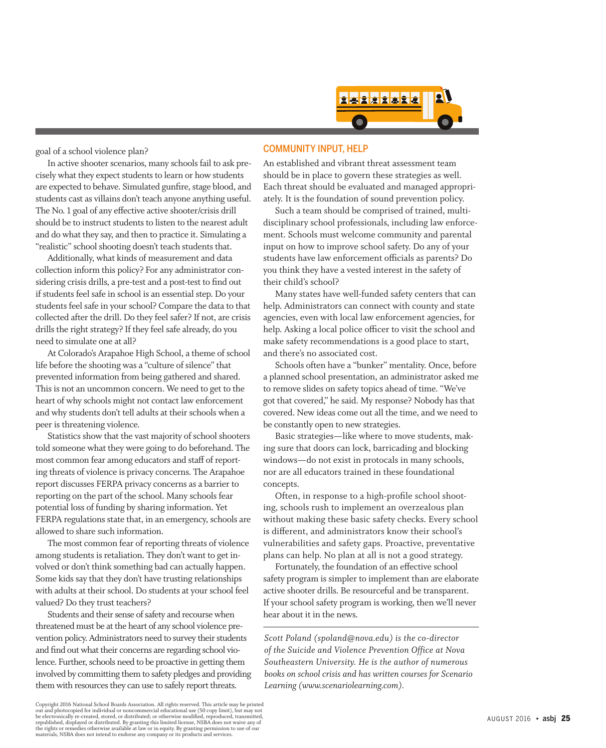goal of a school violence plan?

In active shooter scenarios, many schools fail to ask precisely what they expect students to learn or how students are expected to behave. Simulated gunfire, stage blood, and students cast as villains don't teach anyone anything useful. The No. 1 goal of any effective active shooter/crisis drill should be to instruct students to listen to the nearest adult and do what they say, and then to practice it. Simulating a "realistic" school shooting doesn't teach students that.

Additionally, what kinds of measurement and data collection inform this policy? For any administrator considering crisis drills, a pre-test and a post-test to find out if students feel safe in school is an essential step. Do your students feel safe in your school? Compare the data to that collected after the drill. Do they feel safer? If not, are crisis drills the right strategy? If they feel safe already, do you need to simulate one at all?

At Colorado's Arapahoe High School, a theme of school life before the shooting was a "culture of silence" that prevented information from being gathered and shared. This is not an uncommon concern. We need to get to the heart of why schools might not contact law enforcement and why students don't tell adults at their schools when a peer is threatening violence.

Statistics show that the vast majority of school shooters told someone what they were going to do beforehand. The most common fear among educators and staff of reporting threats of violence is privacy concerns. The Arapahoe report discusses FERPA privacy concerns as a barrier to reporting on the part of the school. Many schools fear potential loss of funding by sharing information. Yet FERPA regulations state that, in an emergency, schools are allowed to share such information.

The most common fear of reporting threats of violence among students is retaliation. They don't want to get involved or don't think something bad can actually happen. Some kids say that they don't have trusting relationships with adults at their school. Do students at your school feel valued? Do they trust teachers?

Students and their sense of safety and recourse when threatened must be at the heart of any school violence prevention policy. Administrators need to survey their students and find out what their concerns are regarding school violence. Further, schools need to be proactive in getting them involved by committing them to safety pledges and providing them with resources they can use to safely report threats.

## COMMUNITY INPUT, HELP

An established and vibrant threat assessment team should be in place to govern these strategies as well. Each threat should be evaluated and managed appropriately. It is the foundation of sound prevention policy.

Such a team should be comprised of trained, multidisciplinary school professionals, including law enforcement. Schools must welcome community and parental input on how to improve school safety. Do any of your students have law enforcement officials as parents? Do you think they have a vested interest in the safety of their child's school?

Many states have well-funded safety centers that can help. Administrators can connect with county and state agencies, even with local law enforcement agencies, for help. Asking a local police officer to visit the school and make safety recommendations is a good place to start, and there's no associated cost.

Schools often have a "bunker" mentality. Once, before a planned school presentation, an administrator asked me to remove slides on safety topics ahead of time. "We've got that covered," he said. My response? Nobody has that covered. New ideas come out all the time, and we need to be constantly open to new strategies.

Basic strategies—like where to move students, making sure that doors can lock, barricading and blocking windows—do not exist in protocols in many schools, nor are all educators trained in these foundational concepts.

Often, in response to a high-profile school shooting, schools rush to implement an overzealous plan without making these basic safety checks. Every school is different, and administrators know their school's vulnerabilities and safety gaps. Proactive, preventative plans can help. No plan at all is not a good strategy.

Fortunately, the foundation of an effective school safety program is simpler to implement than are elaborate active shooter drills. Be resourceful and be transparent. If your school safety program is working, then we'll never hear about it in the news.

---

*Scott Poland (spoland@nova.edu) is the co-director of the Suicide and Violence Prevention Office at Nova Southeastern University. He is the author of numerous books on school crisis and has written courses for Scenario Learning (www.scenariolearning.com).*

Copyright 2016 National School Boards Association. All rights reserved. This article may be printed out and photocopied for individual or noncommercial educational use (50 copy limit), but may not be electronically re-created, stored, or distributed; or otherwise modified, reproduced, transmitted, republished, displayed or distributed. By granting this limited license, NSBA does not waive any of the rights or remedies otherwise available at law or in equity. By granting permission to use of our materials, NSBA does not intend to endorse any company or its products and services.